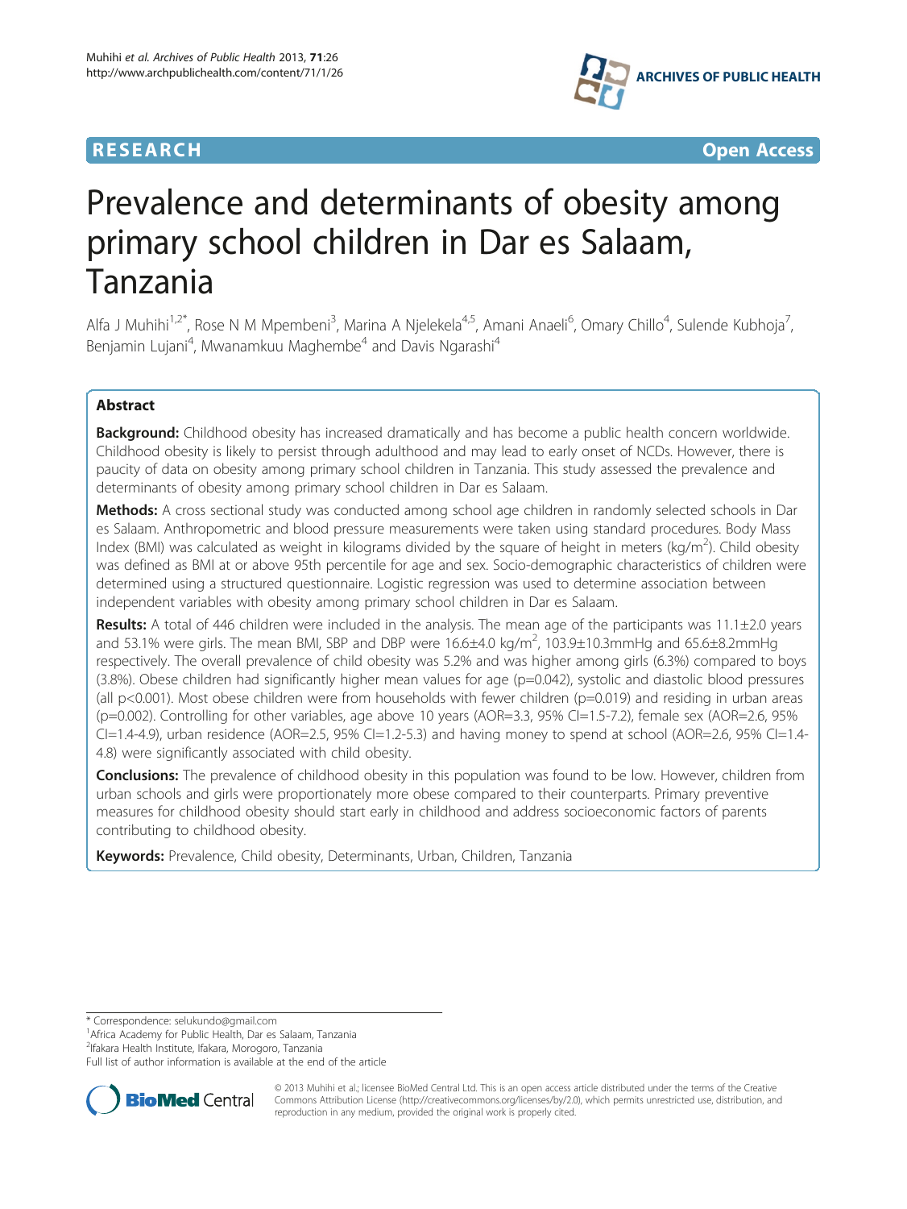**RESEARCH** **Open Access**

# Prevalence and determinants of obesity among primary school children in Dar es Salaam, Tanzania

Alfa J Muhihi[1,2*], Rose N M Mpembeni[3], Marina A Njelekela[4,5], Amani Anaeli[6], Omary Chillo[4], Sulende Kubhoja[7], Benjamin Lujani[4], Mwanamkuu Maghembe[4] and Davis Ngarashi[4]

## Abstract

**Background:** Childhood obesity has increased dramatically and has become a public health concern worldwide. Childhood obesity is likely to persist through adulthood and may lead to early onset of NCDs. However, there is paucity of data on obesity among primary school children in Tanzania. This study assessed the prevalence and determinants of obesity among primary school children in Dar es Salaam.

**Methods:** A cross sectional study was conducted among school age children in randomly selected schools in Dar es Salaam. Anthropometric and blood pressure measurements were taken using standard procedures. Body Mass Index (BMI) was calculated as weight in kilograms divided by the square of height in meters ($kg/m^2$). Child obesity was defined as BMI at or above 95th percentile for age and sex. Socio-demographic characteristics of children were determined using a structured questionnaire. Logistic regression was used to determine association between independent variables with obesity among primary school children in Dar es Salaam.

**Results:** A total of 446 children were included in the analysis. The mean age of the participants was 11.1±2.0 years and 53.1% were girls. The mean BMI, SBP and DBP were 16.6±4.0 $kg/m^2$, 103.9±10.3mmHg and 65.6±8.2mmHg respectively. The overall prevalence of child obesity was 5.2% and was higher among girls (6.3%) compared to boys (3.8%). Obese children had significantly higher mean values for age (p=0.042), systolic and diastolic blood pressures (all p<0.001). Most obese children were from households with fewer children (p=0.019) and residing in urban areas (p=0.002). Controlling for other variables, age above 10 years (AOR=3.3, 95% CI=1.5-7.2), female sex (AOR=2.6, 95% CI=1.4-4.9), urban residence (AOR=2.5, 95% CI=1.2-5.3) and having money to spend at school (AOR=2.6, 95% CI=1.4-4.8) were significantly associated with child obesity.

**Conclusions:** The prevalence of childhood obesity in this population was found to be low. However, children from urban schools and girls were proportionately more obese compared to their counterparts. Primary preventive measures for childhood obesity should start early in childhood and address socioeconomic factors of parents contributing to childhood obesity.

**Keywords:** Prevalence, Child obesity, Determinants, Urban, Children, Tanzania

\* Correspondence: selukundo@gmail.com
[1]Africa Academy for Public Health, Dar es Salaam, Tanzania
[2]Ifakara Health Institute, Ifakara, Morogoro, Tanzania
Full list of author information is available at the end of the article

© 2013 Muhihi et al.; licensee BioMed Central Ltd. This is an open access article distributed under the terms of the Creative Commons Attribution License (http://creativecommons.org/licenses/by/2.0), which permits unrestricted use, distribution, and reproduction in any medium, provided the original work is properly cited.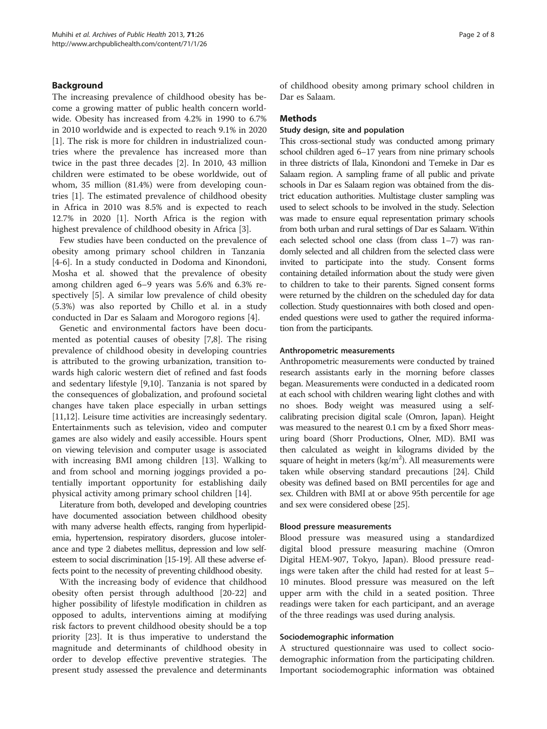## Background

The increasing prevalence of childhood obesity has become a growing matter of public health concern worldwide. Obesity has increased from 4.2% in 1990 to 6.7% in 2010 worldwide and is expected to reach 9.1% in 2020 [1]. The risk is more for children in industrialized countries where the prevalence has increased more than twice in the past three decades [2]. In 2010, 43 million children were estimated to be obese worldwide, out of whom, 35 million (81.4%) were from developing countries [1]. The estimated prevalence of childhood obesity in Africa in 2010 was 8.5% and is expected to reach 12.7% in 2020 [1]. North Africa is the region with highest prevalence of childhood obesity in Africa [3].

Few studies have been conducted on the prevalence of obesity among primary school children in Tanzania [4-6]. In a study conducted in Dodoma and Kinondoni, Mosha et al. showed that the prevalence of obesity among children aged 6–9 years was 5.6% and 6.3% respectively [5]. A similar low prevalence of child obesity (5.3%) was also reported by Chillo et al. in a study conducted in Dar es Salaam and Morogoro regions [4].

Genetic and environmental factors have been documented as potential causes of obesity [7,8]. The rising prevalence of childhood obesity in developing countries is attributed to the growing urbanization, transition towards high caloric western diet of refined and fast foods and sedentary lifestyle [9,10]. Tanzania is not spared by the consequences of globalization, and profound societal changes have taken place especially in urban settings [11,12]. Leisure time activities are increasingly sedentary. Entertainments such as television, video and computer games are also widely and easily accessible. Hours spent on viewing television and computer usage is associated with increasing BMI among children [13]. Walking to and from school and morning joggings provided a potentially important opportunity for establishing daily physical activity among primary school children [14].

Literature from both, developed and developing countries have documented association between childhood obesity with many adverse health effects, ranging from hyperlipidemia, hypertension, respiratory disorders, glucose intolerance and type 2 diabetes mellitus, depression and low self-esteem to social discrimination [15-19]. All these adverse effects point to the necessity of preventing childhood obesity.

With the increasing body of evidence that childhood obesity often persist through adulthood [20-22] and higher possibility of lifestyle modification in children as opposed to adults, interventions aiming at modifying risk factors to prevent childhood obesity should be a top priority [23]. It is thus imperative to understand the magnitude and determinants of childhood obesity in order to develop effective preventive strategies. The present study assessed the prevalence and determinants of childhood obesity among primary school children in Dar es Salaam.

## Methods

### Study design, site and population

This cross-sectional study was conducted among primary school children aged 6–17 years from nine primary schools in three districts of Ilala, Kinondoni and Temeke in Dar es Salaam region. A sampling frame of all public and private schools in Dar es Salaam region was obtained from the district education authorities. Multistage cluster sampling was used to select schools to be involved in the study. Selection was made to ensure equal representation primary schools from both urban and rural settings of Dar es Salaam. Within each selected school one class (from class 1–7) was randomly selected and all children from the selected class were invited to participate into the study. Consent forms containing detailed information about the study were given to children to take to their parents. Signed consent forms were returned by the children on the scheduled day for data collection. Study questionnaires with both closed and open-ended questions were used to gather the required information from the participants.

### Anthropometric measurements

Anthropometric measurements were conducted by trained research assistants early in the morning before classes began. Measurements were conducted in a dedicated room at each school with children wearing light clothes and with no shoes. Body weight was measured using a self-calibrating precision digital scale (Omron, Japan). Height was measured to the nearest 0.1 cm by a fixed Shorr measuring board (Shorr Productions, Olner, MD). BMI was then calculated as weight in kilograms divided by the square of height in meters ($kg/m^2$). All measurements were taken while observing standard precautions [24]. Child obesity was defined based on BMI percentiles for age and sex. Children with BMI at or above 95th percentile for age and sex were considered obese [25].

### Blood pressure measurements

Blood pressure was measured using a standardized digital blood pressure measuring machine (Omron Digital HEM-907, Tokyo, Japan). Blood pressure readings were taken after the child had rested for at least 5–10 minutes. Blood pressure was measured on the left upper arm with the child in a seated position. Three readings were taken for each participant, and an average of the three readings was used during analysis.

### Sociodemographic information

A structured questionnaire was used to collect sociodemographic information from the participating children. Important sociodemographic information was obtained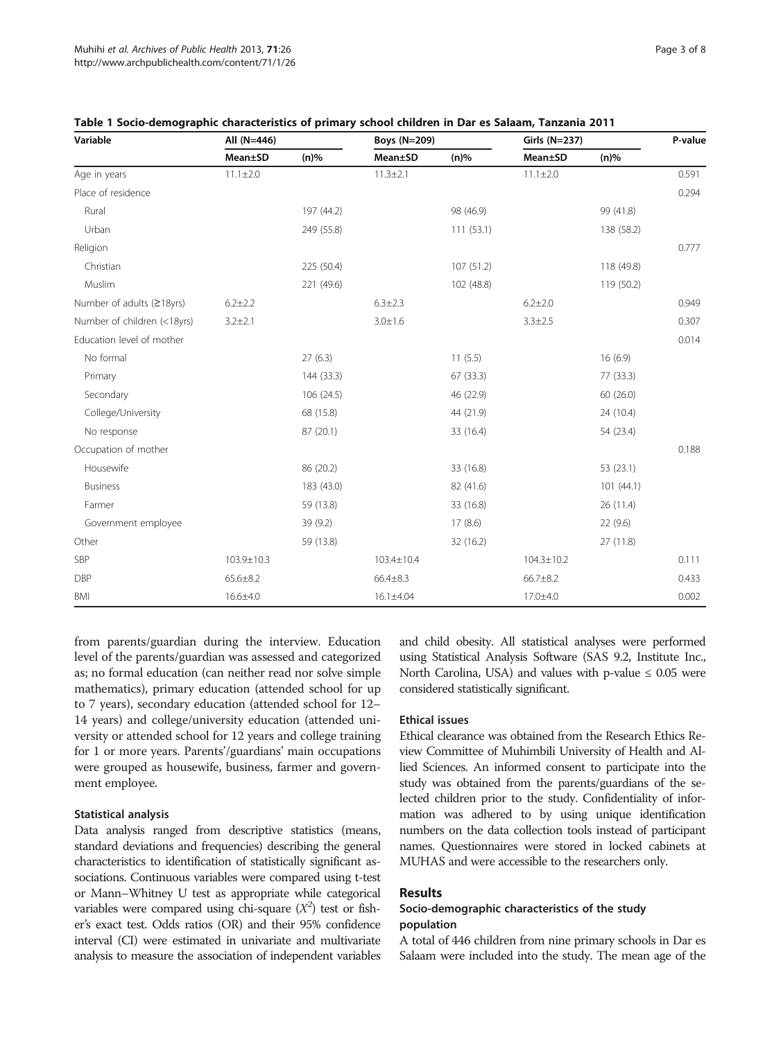**Table 1 Socio-demographic characteristics of primary school children in Dar es Salaam, Tanzania 2011**

| Variable | All (N=446) | | Boys (N=209) | | Girls (N=237) | | P-value |
|---|---|---|---|---|---|---|---|
| | Mean±SD | (n)% | Mean±SD | (n)% | Mean±SD | (n)% | |
| Age in years | 11.1±2.0 | | 11.3±2.1 | | 11.1±2.0 | | 0.591 |
| Place of residence | | | | | | | 0.294 |
| Rural | | 197 (44.2) | | 98 (46.9) | | 99 (41.8) | |
| Urban | | 249 (55.8) | | 111 (53.1) | | 138 (58.2) | |
| Religion | | | | | | | 0.777 |
| Christian | | 225 (50.4) | | 107 (51.2) | | 118 (49.8) | |
| Muslim | | 221 (49.6) | | 102 (48.8) | | 119 (50.2) | |
| Number of adults (≥18yrs) | 6.2±2.2 | | 6.3±2.3 | | 6.2±2.0 | | 0.949 |
| Number of children (<18yrs) | 3.2±2.1 | | 3.0±1.6 | | 3.3±2.5 | | 0.307 |
| Education level of mother | | | | | | | 0.014 |
| No formal | | 27 (6.3) | | 11 (5.5) | | 16 (6.9) | |
| Primary | | 144 (33.3) | | 67 (33.3) | | 77 (33.3) | |
| Secondary | | 106 (24.5) | | 46 (22.9) | | 60 (26.0) | |
| College/University | | 68 (15.8) | | 44 (21.9) | | 24 (10.4) | |
| No response | | 87 (20.1) | | 33 (16.4) | | 54 (23.4) | |
| Occupation of mother | | | | | | | 0.188 |
| Housewife | | 86 (20.2) | | 33 (16.8) | | 53 (23.1) | |
| Business | | 183 (43.0) | | 82 (41.6) | | 101 (44.1) | |
| Farmer | | 59 (13.8) | | 33 (16.8) | | 26 (11.4) | |
| Government employee | | 39 (9.2) | | 17 (8.6) | | 22 (9.6) | |
| Other | | 59 (13.8) | | 32 (16.2) | | 27 (11.8) | |
| SBP | 103.9±10.3 | | 103.4±10.4 | | 104.3±10.2 | | 0.111 |
| DBP | 65.6±8.2 | | 66.4±8.3 | | 66.7±8.2 | | 0.433 |
| BMI | 16.6±4.0 | | 16.1±4.04 | | 17.0±4.0 | | 0.002 |

from parents/guardian during the interview. Education level of the parents/guardian was assessed and categorized as; no formal education (can neither read nor solve simple mathematics), primary education (attended school for up to 7 years), secondary education (attended school for 12–14 years) and college/university education (attended university or attended school for 12 years and college training for 1 or more years. Parents'/guardians' main occupations were grouped as housewife, business, farmer and government employee.

### Statistical analysis

Data analysis ranged from descriptive statistics (means, standard deviations and frequencies) describing the general characteristics to identification of statistically significant associations. Continuous variables were compared using t-test or Mann–Whitney U test as appropriate while categorical variables were compared using chi-square ($X^2$) test or fisher's exact test. Odds ratios (OR) and their 95% confidence interval (CI) were estimated in univariate and multivariate analysis to measure the association of independent variables and child obesity. All statistical analyses were performed using Statistical Analysis Software (SAS 9.2, Institute Inc., North Carolina, USA) and values with p-value ≤ 0.05 were considered statistically significant.

### Ethical issues

Ethical clearance was obtained from the Research Ethics Review Committee of Muhimbili University of Health and Allied Sciences. An informed consent to participate into the study was obtained from the parents/guardians of the selected children prior to the study. Confidentiality of information was adhered to by using unique identification numbers on the data collection tools instead of participant names. Questionnaires were stored in locked cabinets at MUHAS and were accessible to the researchers only.

## Results

### Socio-demographic characteristics of the study population

A total of 446 children from nine primary schools in Dar es Salaam were included into the study. The mean age of the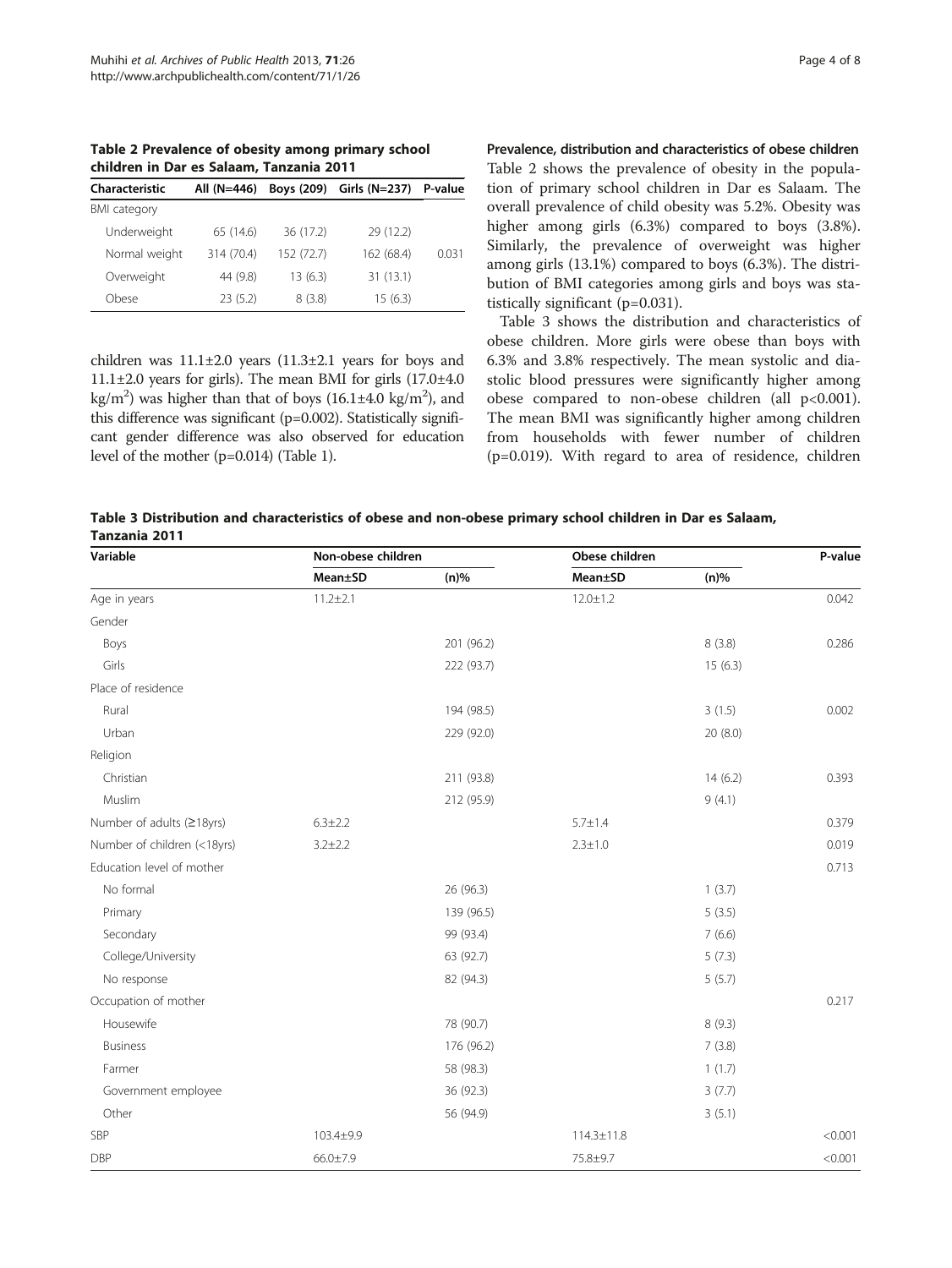**Table 2 Prevalence of obesity among primary school children in Dar es Salaam, Tanzania 2011**

| Characteristic | All (N=446) | Boys (209) | Girls (N=237) | P-value |
|---|---|---|---|---|
| BMI category | | | | |
| Underweight | 65 (14.6) | 36 (17.2) | 29 (12.2) | |
| Normal weight | 314 (70.4) | 152 (72.7) | 162 (68.4) | 0.031 |
| Overweight | 44 (9.8) | 13 (6.3) | 31 (13.1) | |
| Obese | 23 (5.2) | 8 (3.8) | 15 (6.3) | |

children was 11.1±2.0 years (11.3±2.1 years for boys and 11.1±2.0 years for girls). The mean BMI for girls (17.0±4.0 kg/m$^2$) was higher than that of boys (16.1±4.0 kg/m$^2$), and this difference was significant (p=0.002). Statistically significant gender difference was also observed for education level of the mother (p=0.014) (Table 1).

### Prevalence, distribution and characteristics of obese children

Table 2 shows the prevalence of obesity in the population of primary school children in Dar es Salaam. The overall prevalence of child obesity was 5.2%. Obesity was higher among girls (6.3%) compared to boys (3.8%). Similarly, the prevalence of overweight was higher among girls (13.1%) compared to boys (6.3%). The distribution of BMI categories among girls and boys was statistically significant (p=0.031).

Table 3 shows the distribution and characteristics of obese children. More girls were obese than boys with 6.3% and 3.8% respectively. The mean systolic and diastolic blood pressures were significantly higher among obese compared to non-obese children (all p<0.001). The mean BMI was significantly higher among children from households with fewer number of children (p=0.019). With regard to area of residence, children

**Table 3 Distribution and characteristics of obese and non-obese primary school children in Dar es Salaam, Tanzania 2011**

| Variable | Non-obese children | | Obese children | | P-value |
|---|---|---|---|---|---|
| | Mean±SD | (n)% | Mean±SD | (n)% | |
| Age in years | 11.2±2.1 | | 12.0±1.2 | | 0.042 |
| Gender | | | | | |
| Boys | | 201 (96.2) | | 8 (3.8) | 0.286 |
| Girls | | 222 (93.7) | | 15 (6.3) | |
| Place of residence | | | | | |
| Rural | | 194 (98.5) | | 3 (1.5) | 0.002 |
| Urban | | 229 (92.0) | | 20 (8.0) | |
| Religion | | | | | |
| Christian | | 211 (93.8) | | 14 (6.2) | 0.393 |
| Muslim | | 212 (95.9) | | 9 (4.1) | |
| Number of adults (≥18yrs) | 6.3±2.2 | | 5.7±1.4 | | 0.379 |
| Number of children (<18yrs) | 3.2±2.2 | | 2.3±1.0 | | 0.019 |
| Education level of mother | | | | | 0.713 |
| No formal | | 26 (96.3) | | 1 (3.7) | |
| Primary | | 139 (96.5) | | 5 (3.5) | |
| Secondary | | 99 (93.4) | | 7 (6.6) | |
| College/University | | 63 (92.7) | | 5 (7.3) | |
| No response | | 82 (94.3) | | 5 (5.7) | |
| Occupation of mother | | | | | 0.217 |
| Housewife | | 78 (90.7) | | 8 (9.3) | |
| Business | | 176 (96.2) | | 7 (3.8) | |
| Farmer | | 58 (98.3) | | 1 (1.7) | |
| Government employee | | 36 (92.3) | | 3 (7.7) | |
| Other | | 56 (94.9) | | 3 (5.1) | |
| SBP | 103.4±9.9 | | 114.3±11.8 | | <0.001 |
| DBP | 66.0±7.9 | | 75.8±9.7 | | <0.001 |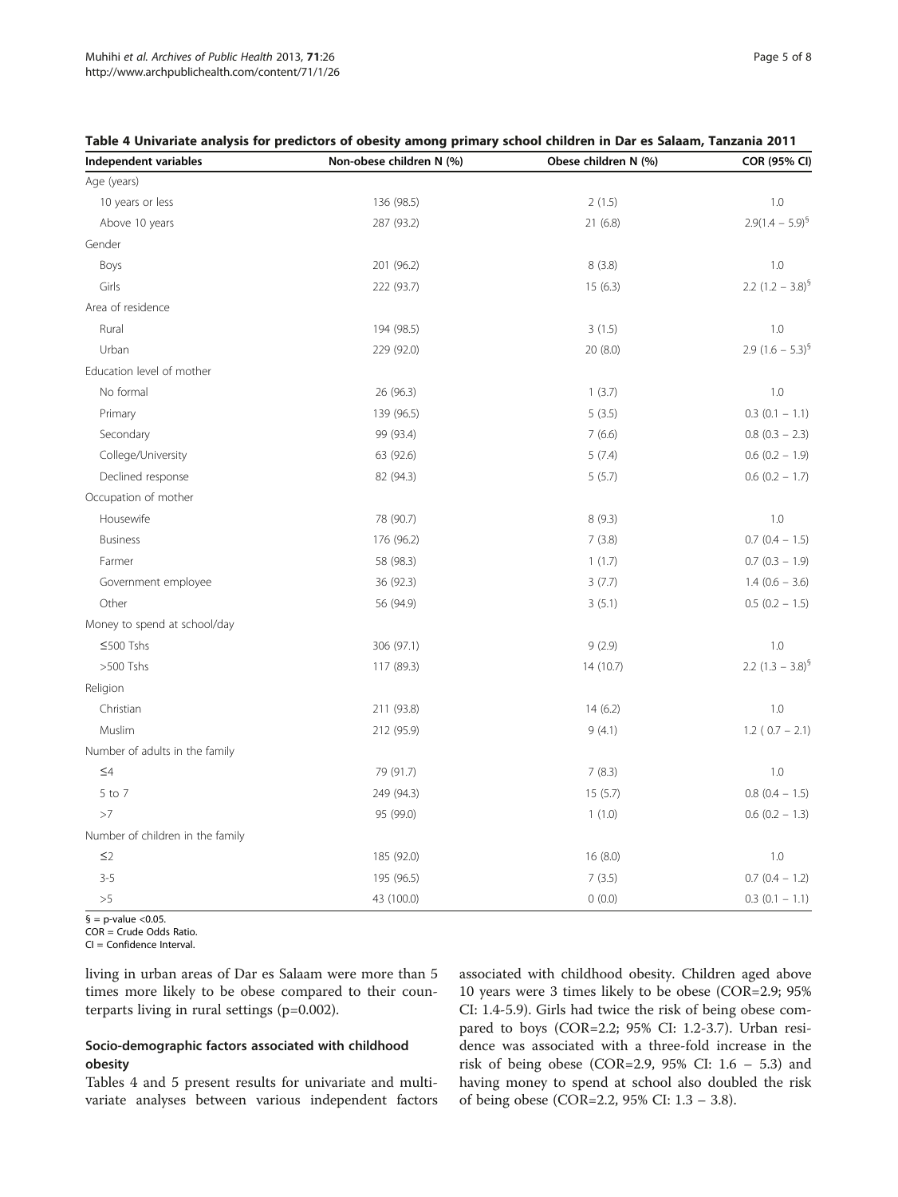**Table 4 Univariate analysis for predictors of obesity among primary school children in Dar es Salaam, Tanzania 2011**

| Independent variables | Non-obese children N (%) | Obese children N (%) | COR (95% CI) |
|---|---|---|---|
| Age (years) | | | |
| 10 years or less | 136 (98.5) | 2 (1.5) | 1.0 |
| Above 10 years | 287 (93.2) | 21 (6.8) | 2.9(1.4 – 5.9)[§] |
| Gender | | | |
| Boys | 201 (96.2) | 8 (3.8) | 1.0 |
| Girls | 222 (93.7) | 15 (6.3) | 2.2 (1.2 – 3.8)[§] |
| Area of residence | | | |
| Rural | 194 (98.5) | 3 (1.5) | 1.0 |
| Urban | 229 (92.0) | 20 (8.0) | 2.9 (1.6 – 5.3)[§] |
| Education level of mother | | | |
| No formal | 26 (96.3) | 1 (3.7) | 1.0 |
| Primary | 139 (96.5) | 5 (3.5) | 0.3 (0.1 – 1.1) |
| Secondary | 99 (93.4) | 7 (6.6) | 0.8 (0.3 – 2.3) |
| College/University | 63 (92.6) | 5 (7.4) | 0.6 (0.2 – 1.9) |
| Declined response | 82 (94.3) | 5 (5.7) | 0.6 (0.2 – 1.7) |
| Occupation of mother | | | |
| Housewife | 78 (90.7) | 8 (9.3) | 1.0 |
| Business | 176 (96.2) | 7 (3.8) | 0.7 (0.4 – 1.5) |
| Farmer | 58 (98.3) | 1 (1.7) | 0.7 (0.3 – 1.9) |
| Government employee | 36 (92.3) | 3 (7.7) | 1.4 (0.6 – 3.6) |
| Other | 56 (94.9) | 3 (5.1) | 0.5 (0.2 – 1.5) |
| Money to spend at school/day | | | |
| ≤500 Tshs | 306 (97.1) | 9 (2.9) | 1.0 |
| >500 Tshs | 117 (89.3) | 14 (10.7) | 2.2 (1.3 – 3.8)[§] |
| Religion | | | |
| Christian | 211 (93.8) | 14 (6.2) | 1.0 |
| Muslim | 212 (95.9) | 9 (4.1) | 1.2 ( 0.7 – 2.1) |
| Number of adults in the family | | | |
| ≤4 | 79 (91.7) | 7 (8.3) | 1.0 |
| 5 to 7 | 249 (94.3) | 15 (5.7) | 0.8 (0.4 – 1.5) |
| >7 | 95 (99.0) | 1 (1.0) | 0.6 (0.2 – 1.3) |
| Number of children in the family | | | |
| ≤2 | 185 (92.0) | 16 (8.0) | 1.0 |
| 3-5 | 195 (96.5) | 7 (3.5) | 0.7 (0.4 – 1.2) |
| >5 | 43 (100.0) | 0 (0.0) | 0.3 (0.1 – 1.1) |

§ = p-value <0.05.
COR = Crude Odds Ratio.
CI = Confidence Interval.

living in urban areas of Dar es Salaam were more than 5 times more likely to be obese compared to their counterparts living in rural settings (p=0.002).

### Socio-demographic factors associated with childhood obesity

Tables 4 and 5 present results for univariate and multivariate analyses between various independent factors associated with childhood obesity. Children aged above 10 years were 3 times likely to be obese (COR=2.9; 95% CI: 1.4-5.9). Girls had twice the risk of being obese compared to boys (COR=2.2; 95% CI: 1.2-3.7). Urban residence was associated with a three-fold increase in the risk of being obese (COR=2.9, 95% CI: 1.6 – 5.3) and having money to spend at school also doubled the risk of being obese (COR=2.2, 95% CI: 1.3 – 3.8).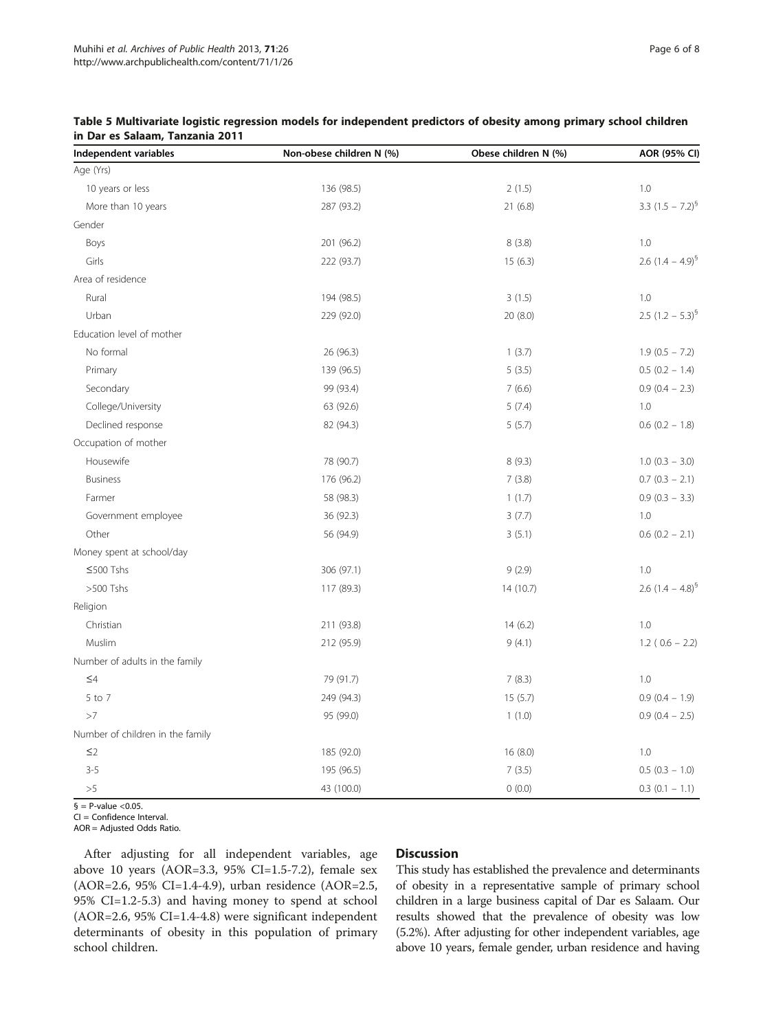**Table 5 Multivariate logistic regression models for independent predictors of obesity among primary school children in Dar es Salaam, Tanzania 2011**

| Independent variables | Non-obese children N (%) | Obese children N (%) | AOR (95% CI) |
|---|---|---|---|
| Age (Yrs) | | | |
| 10 years or less | 136 (98.5) | 2 (1.5) | 1.0 |
| More than 10 years | 287 (93.2) | 21 (6.8) | 3.3 (1.5 – 7.2)[§] |
| Gender | | | |
| Boys | 201 (96.2) | 8 (3.8) | 1.0 |
| Girls | 222 (93.7) | 15 (6.3) | 2.6 (1.4 – 4.9)[§] |
| Area of residence | | | |
| Rural | 194 (98.5) | 3 (1.5) | 1.0 |
| Urban | 229 (92.0) | 20 (8.0) | 2.5 (1.2 – 5.3)[§] |
| Education level of mother | | | |
| No formal | 26 (96.3) | 1 (3.7) | 1.9 (0.5 – 7.2) |
| Primary | 139 (96.5) | 5 (3.5) | 0.5 (0.2 – 1.4) |
| Secondary | 99 (93.4) | 7 (6.6) | 0.9 (0.4 – 2.3) |
| College/University | 63 (92.6) | 5 (7.4) | 1.0 |
| Declined response | 82 (94.3) | 5 (5.7) | 0.6 (0.2 – 1.8) |
| Occupation of mother | | | |
| Housewife | 78 (90.7) | 8 (9.3) | 1.0 (0.3 – 3.0) |
| Business | 176 (96.2) | 7 (3.8) | 0.7 (0.3 – 2.1) |
| Farmer | 58 (98.3) | 1 (1.7) | 0.9 (0.3 – 3.3) |
| Government employee | 36 (92.3) | 3 (7.7) | 1.0 |
| Other | 56 (94.9) | 3 (5.1) | 0.6 (0.2 – 2.1) |
| Money spent at school/day | | | |
| ≤500 Tshs | 306 (97.1) | 9 (2.9) | 1.0 |
| >500 Tshs | 117 (89.3) | 14 (10.7) | 2.6 (1.4 – 4.8)[§] |
| Religion | | | |
| Christian | 211 (93.8) | 14 (6.2) | 1.0 |
| Muslim | 212 (95.9) | 9 (4.1) | 1.2 ( 0.6 – 2.2) |
| Number of adults in the family | | | |
| ≤4 | 79 (91.7) | 7 (8.3) | 1.0 |
| 5 to 7 | 249 (94.3) | 15 (5.7) | 0.9 (0.4 – 1.9) |
| >7 | 95 (99.0) | 1 (1.0) | 0.9 (0.4 – 2.5) |
| Number of children in the family | | | |
| ≤2 | 185 (92.0) | 16 (8.0) | 1.0 |
| 3-5 | 195 (96.5) | 7 (3.5) | 0.5 (0.3 – 1.0) |
| >5 | 43 (100.0) | 0 (0.0) | 0.3 (0.1 – 1.1) |

§ = P-value <0.05.
CI = Confidence Interval.
AOR = Adjusted Odds Ratio.

After adjusting for all independent variables, age above 10 years (AOR=3.3, 95% CI=1.5-7.2), female sex (AOR=2.6, 95% CI=1.4-4.9), urban residence (AOR=2.5, 95% CI=1.2-5.3) and having money to spend at school (AOR=2.6, 95% CI=1.4-4.8) were significant independent determinants of obesity in this population of primary school children.

## Discussion

This study has established the prevalence and determinants of obesity in a representative sample of primary school children in a large business capital of Dar es Salaam. Our results showed that the prevalence of obesity was low (5.2%). After adjusting for other independent variables, age above 10 years, female gender, urban residence and having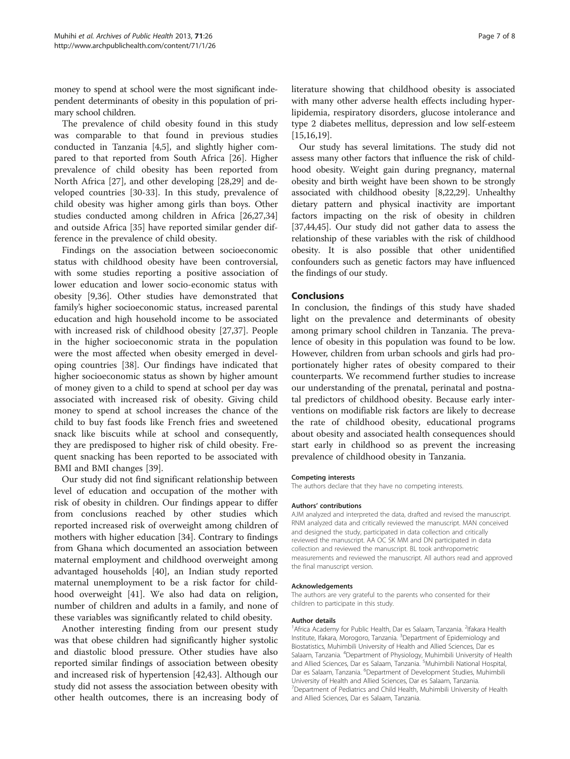money to spend at school were the most significant independent determinants of obesity in this population of primary school children.

The prevalence of child obesity found in this study was comparable to that found in previous studies conducted in Tanzania [4,5], and slightly higher compared to that reported from South Africa [26]. Higher prevalence of child obesity has been reported from North Africa [27], and other developing [28,29] and developed countries [30-33]. In this study, prevalence of child obesity was higher among girls than boys. Other studies conducted among children in Africa [26,27,34] and outside Africa [35] have reported similar gender difference in the prevalence of child obesity.

Findings on the association between socioeconomic status with childhood obesity have been controversial, with some studies reporting a positive association of lower education and lower socio-economic status with obesity [9,36]. Other studies have demonstrated that family's higher socioeconomic status, increased parental education and high household income to be associated with increased risk of childhood obesity [27,37]. People in the higher socioeconomic strata in the population were the most affected when obesity emerged in developing countries [38]. Our findings have indicated that higher socioeconomic status as shown by higher amount of money given to a child to spend at school per day was associated with increased risk of obesity. Giving child money to spend at school increases the chance of the child to buy fast foods like French fries and sweetened snack like biscuits while at school and consequently, they are predisposed to higher risk of child obesity. Frequent snacking has been reported to be associated with BMI and BMI changes [39].

Our study did not find significant relationship between level of education and occupation of the mother with risk of obesity in children. Our findings appear to differ from conclusions reached by other studies which reported increased risk of overweight among children of mothers with higher education [34]. Contrary to findings from Ghana which documented an association between maternal employment and childhood overweight among advantaged households [40], an Indian study reported maternal unemployment to be a risk factor for childhood overweight [41]. We also had data on religion, number of children and adults in a family, and none of these variables was significantly related to child obesity.

Another interesting finding from our present study was that obese children had significantly higher systolic and diastolic blood pressure. Other studies have also reported similar findings of association between obesity and increased risk of hypertension [42,43]. Although our study did not assess the association between obesity with other health outcomes, there is an increasing body of literature showing that childhood obesity is associated with many other adverse health effects including hyperlipidemia, respiratory disorders, glucose intolerance and type 2 diabetes mellitus, depression and low self-esteem [15,16,19].

Our study has several limitations. The study did not assess many other factors that influence the risk of childhood obesity. Weight gain during pregnancy, maternal obesity and birth weight have been shown to be strongly associated with childhood obesity [8,22,29]. Unhealthy dietary pattern and physical inactivity are important factors impacting on the risk of obesity in children [37,44,45]. Our study did not gather data to assess the relationship of these variables with the risk of childhood obesity. It is also possible that other unidentified confounders such as genetic factors may have influenced the findings of our study.

## Conclusions

In conclusion, the findings of this study have shaded light on the prevalence and determinants of obesity among primary school children in Tanzania. The prevalence of obesity in this population was found to be low. However, children from urban schools and girls had proportionately higher rates of obesity compared to their counterparts. We recommend further studies to increase our understanding of the prenatal, perinatal and postnatal predictors of childhood obesity. Because early interventions on modifiable risk factors are likely to decrease the rate of childhood obesity, educational programs about obesity and associated health consequences should start early in childhood so as prevent the increasing prevalence of childhood obesity in Tanzania.

#### Competing interests

The authors declare that they have no competing interests.

#### Authors' contributions

AJM analyzed and interpreted the data, drafted and revised the manuscript. RNM analyzed data and critically reviewed the manuscript. MAN conceived and designed the study, participated in data collection and critically reviewed the manuscript. AA OC SK MM and DN participated in data collection and reviewed the manuscript. BL took anthropometric measurements and reviewed the manuscript. All authors read and approved the final manuscript version.

#### Acknowledgements

The authors are very grateful to the parents who consented for their children to participate in this study.

#### Author details

[1]Africa Academy for Public Health, Dar es Salaam, Tanzania. [2]Ifakara Health Institute, Ifakara, Morogoro, Tanzania. [3]Department of Epidemiology and Biostatistics, Muhimbili University of Health and Allied Sciences, Dar es Salaam, Tanzania. [4]Department of Physiology, Muhimbili University of Health and Allied Sciences, Dar es Salaam, Tanzania. [5]Muhimbili National Hospital, Dar es Salaam, Tanzania. [6]Department of Development Studies, Muhimbili University of Health and Allied Sciences, Dar es Salaam, Tanzania. [7]Department of Pediatrics and Child Health, Muhimbili University of Health and Allied Sciences, Dar es Salaam, Tanzania.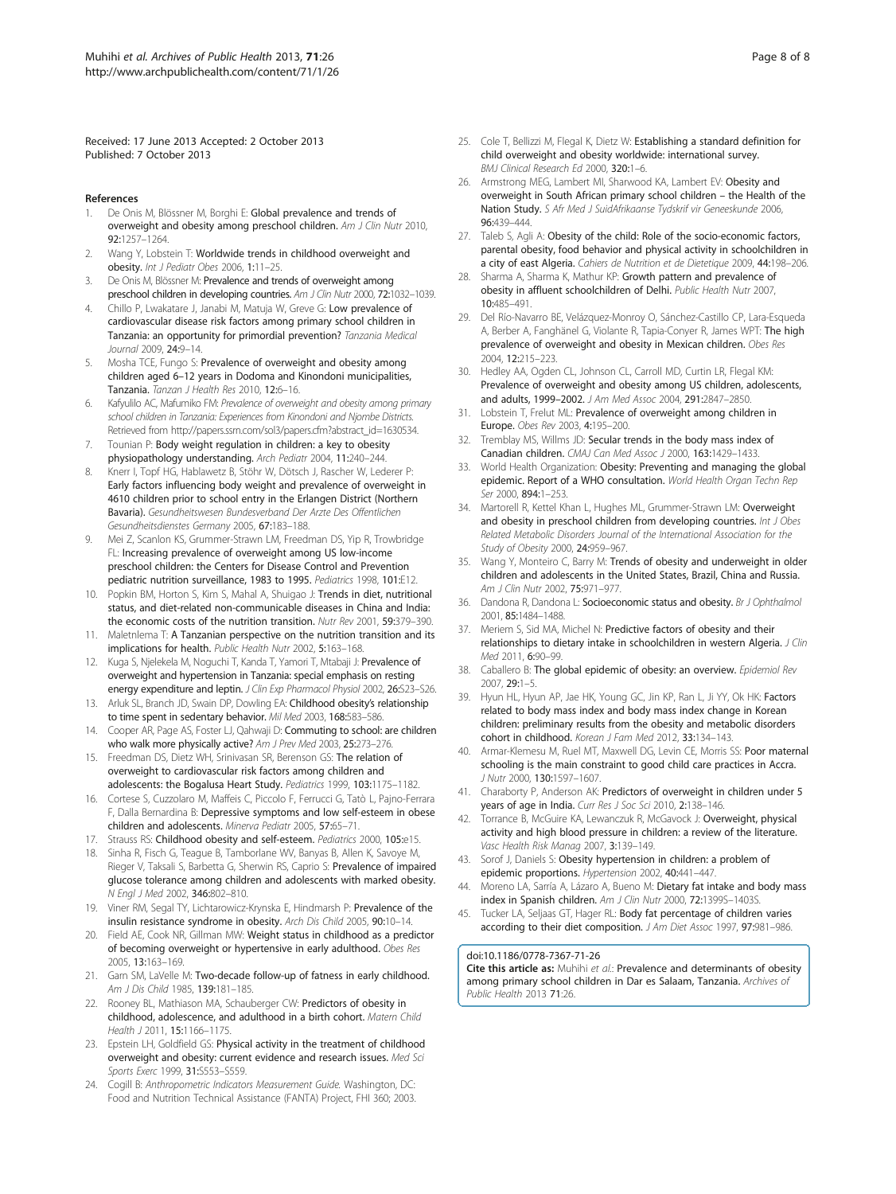Received: 17 June 2013 Accepted: 2 October 2013
Published: 7 October 2013

## References

1. De Onis M, Blössner M, Borghi E: **Global prevalence and trends of overweight and obesity among preschool children.** *Am J Clin Nutr* 2010, **92:**1257–1264.
2. Wang Y, Lobstein T: **Worldwide trends in childhood overweight and obesity.** *Int J Pediatr Obes* 2006, **1:**11–25.
3. De Onis M, Blössner M: **Prevalence and trends of overweight among preschool children in developing countries.** *Am J Clin Nutr* 2000, **72:**1032–1039.
4. Chillo P, Lwakatare J, Janabi M, Matuja W, Greve G: **Low prevalence of cardiovascular disease risk factors among primary school children in Tanzania: an opportunity for primordial prevention?** *Tanzania Medical Journal* 2009, **24:**9–14.
5. Mosha TCE, Fungo S: **Prevalence of overweight and obesity among children aged 6–12 years in Dodoma and Kinondoni municipalities, Tanzania.** *Tanzan J Health Res* 2010, **12:**6–16.
6. Kafyulilo AC, Mafumiko FM: *Prevalence of overweight and obesity among primary school children in Tanzania: Experiences from Kinondoni and Njombe Districts.* Retrieved from http://papers.ssrn.com/sol3/papers.cfm?abstract_id=1630534.
7. Tounian P: **Body weight regulation in children: a key to obesity physiopathology understanding.** *Arch Pediatr* 2004, **11:**240–244.
8. Knerr I, Topf HG, Hablawetz B, Stöhr W, Dötsch J, Rascher W, Lederer P: **Early factors influencing body weight and prevalence of overweight in 4610 children prior to school entry in the Erlangen District (Northern Bavaria).** *Gesundheitswesen Bundesverband Der Arzte Des Offentlichen Gesundheitsdienstes Germany* 2005, **67:**183–188.
9. Mei Z, Scanlon KS, Grummer-Strawn LM, Freedman DS, Yip R, Trowbridge FL: **Increasing prevalence of overweight among US low-income preschool children: the Centers for Disease Control and Prevention pediatric nutrition surveillance, 1983 to 1995.** *Pediatrics* 1998, **101:**E12.
10. Popkin BM, Horton S, Kim S, Mahal A, Shuigao J: **Trends in diet, nutritional status, and diet-related non-communicable diseases in China and India: the economic costs of the nutrition transition.** *Nutr Rev* 2001, **59:**379–390.
11. Maletnlema T: **A Tanzanian perspective on the nutrition transition and its implications for health.** *Public Health Nutr* 2002, **5:**163–168.
12. Kuga S, Njelekela M, Noguchi T, Kanda T, Yamori T, Mtabaji J: **Prevalence of overweight and hypertension in Tanzania: special emphasis on resting energy expenditure and leptin.** *J Clin Exp Pharmacol Physiol* 2002, **26:**S23–S26.
13. Arluk SL, Branch JD, Swain DP, Dowling EA: **Childhood obesity's relationship to time spent in sedentary behavior.** *Mil Med* 2003, **168:**583–586.
14. Cooper AR, Page AS, Foster LJ, Qahwaji D: **Commuting to school: are children who walk more physically active?** *Am J Prev Med* 2003, **25:**273–276.
15. Freedman DS, Dietz WH, Srinivasan SR, Berenson GS: **The relation of overweight to cardiovascular risk factors among children and adolescents: the Bogalusa Heart Study.** *Pediatrics* 1999, **103:**1175–1182.
16. Cortese S, Cuzzolaro M, Maffeis C, Piccolo F, Ferrucci G, Tatò L, Pajno-Ferrara F, Dalla Bernardina B: **Depressive symptoms and low self-esteem in obese children and adolescents.** *Minerva Pediatr* 2005, **57:**65–71.
17. Strauss RS: **Childhood obesity and self-esteem.** *Pediatrics* 2000, **105:**e15.
18. Sinha R, Fisch G, Teague B, Tamborlane WV, Banyas B, Allen K, Savoye M, Rieger V, Taksali S, Barbetta G, Sherwin RS, Caprio S: **Prevalence of impaired glucose tolerance among children and adolescents with marked obesity.** *N Engl J Med* 2002, **346:**802–810.
19. Viner RM, Segal TY, Lichtarowicz-Krynska E, Hindmarsh P: **Prevalence of the insulin resistance syndrome in obesity.** *Arch Dis Child* 2005, **90:**10–14.
20. Field AE, Cook NR, Gillman MW: **Weight status in childhood as a predictor of becoming overweight or hypertensive in early adulthood.** *Obes Res* 2005, **13:**163–169.
21. Garn SM, LaVelle M: **Two-decade follow-up of fatness in early childhood.** *Am J Dis Child* 1985, **139:**181–185.
22. Rooney BL, Mathiason MA, Schauberger CW: **Predictors of obesity in childhood, adolescence, and adulthood in a birth cohort.** *Matern Child Health J* 2011, **15:**1166–1175.
23. Epstein LH, Goldfield GS: **Physical activity in the treatment of childhood overweight and obesity: current evidence and research issues.** *Med Sci Sports Exerc* 1999, **31:**S553–S559.
24. Cogill B: *Anthropometric Indicators Measurement Guide.* Washington, DC: Food and Nutrition Technical Assistance (FANTA) Project, FHI 360; 2003.
25. Cole T, Bellizzi M, Flegal K, Dietz W: **Establishing a standard definition for child overweight and obesity worldwide: international survey.** *BMJ Clinical Research Ed* 2000, **320:**1–6.
26. Armstrong MEG, Lambert MI, Sharwood KA, Lambert EV: **Obesity and overweight in South African primary school children – the Health of the Nation Study.** *S Afr Med J SuidAfrikaanse Tydskrif vir Geneeskunde* 2006, **96:**439–444.
27. Taleb S, Agli A: **Obesity of the child: Role of the socio-economic factors, parental obesity, food behavior and physical activity in schoolchildren in a city of east Algeria.** *Cahiers de Nutrition et de Dietetique* 2009, **44:**198–206.
28. Sharma A, Sharma K, Mathur KP: **Growth pattern and prevalence of obesity in affluent schoolchildren of Delhi.** *Public Health Nutr* 2007, **10:**485–491.
29. Del Río-Navarro BE, Velázquez-Monroy O, Sánchez-Castillo CP, Lara-Esqueda A, Berber A, Fanghänel G, Violante R, Tapia-Conyer R, James WPT: **The high prevalence of overweight and obesity in Mexican children.** *Obes Res* 2004, **12:**215–223.
30. Hedley AA, Ogden CL, Johnson CL, Carroll MD, Curtin LR, Flegal KM: **Prevalence of overweight and obesity among US children, adolescents, and adults, 1999–2002.** *J Am Med Assoc* 2004, **291:**2847–2850.
31. Lobstein T, Frelut ML: **Prevalence of overweight among children in Europe.** *Obes Rev* 2003, **4:**195–200.
32. Tremblay MS, Willms JD: **Secular trends in the body mass index of Canadian children.** *CMAJ Can Med Assoc J* 2000, **163:**1429–1433.
33. World Health Organization: **Obesity: Preventing and managing the global epidemic. Report of a WHO consultation.** *World Health Organ Techn Rep Ser* 2000, **894:**1–253.
34. Martorell R, Kettel Khan L, Hughes ML, Grummer-Strawn LM: **Overweight and obesity in preschool children from developing countries.** *Int J Obes Related Metabolic Disorders Journal of the International Association for the Study of Obesity* 2000, **24:**959–967.
35. Wang Y, Monteiro C, Barry M: **Trends of obesity and underweight in older children and adolescents in the United States, Brazil, China and Russia.** *Am J Clin Nutr* 2002, **75:**971–977.
36. Dandona R, Dandona L: **Socioeconomic status and obesity.** *Br J Ophthalmol* 2001, **85:**1484–1488.
37. Meriem S, Sid MA, Michel N: **Predictive factors of obesity and their relationships to dietary intake in schoolchildren in western Algeria.** *J Clin Med* 2011, **6:**90–99.
38. Caballero B: **The global epidemic of obesity: an overview.** *Epidemiol Rev* 2007, **29:**1–5.
39. Hyun HL, Hyun AP, Jae HK, Young GC, Jin KP, Ran L, Ji YY, Ok HK: **Factors related to body mass index and body mass index change in Korean children: preliminary results from the obesity and metabolic disorders cohort in childhood.** *Korean J Fam Med* 2012, **33:**134–143.
40. Armar-Klemesu M, Ruel MT, Maxwell DG, Levin CE, Morris SS: **Poor maternal schooling is the main constraint to good child care practices in Accra.** *J Nutr* 2000, **130:**1597–1607.
41. Charaborty P, Anderson AK: **Predictors of overweight in children under 5 years of age in India.** *Curr Res J Soc Sci* 2010, **2:**138–146.
42. Torrance B, McGuire KA, Lewanczuk R, McGavock J: **Overweight, physical activity and high blood pressure in children: a review of the literature.** *Vasc Health Risk Manag* 2007, **3:**139–149.
43. Sorof J, Daniels S: **Obesity hypertension in children: a problem of epidemic proportions.** *Hypertension* 2002, **40:**441–447.
44. Moreno LA, Sarría A, Lázaro A, Bueno M: **Dietary fat intake and body mass index in Spanish children.** *Am J Clin Nutr* 2000, **72:**1399S–1403S.
45. Tucker LA, Seljaas GT, Hager RL: **Body fat percentage of children varies according to their diet composition.** *J Am Diet Assoc* 1997, **97:**981–986.

doi:10.1186/0778-7367-71-26

**Cite this article as:** Muhihi *et al.*: Prevalence and determinants of obesity among primary school children in Dar es Salaam, Tanzania. *Archives of Public Health* 2013 **71**:26.